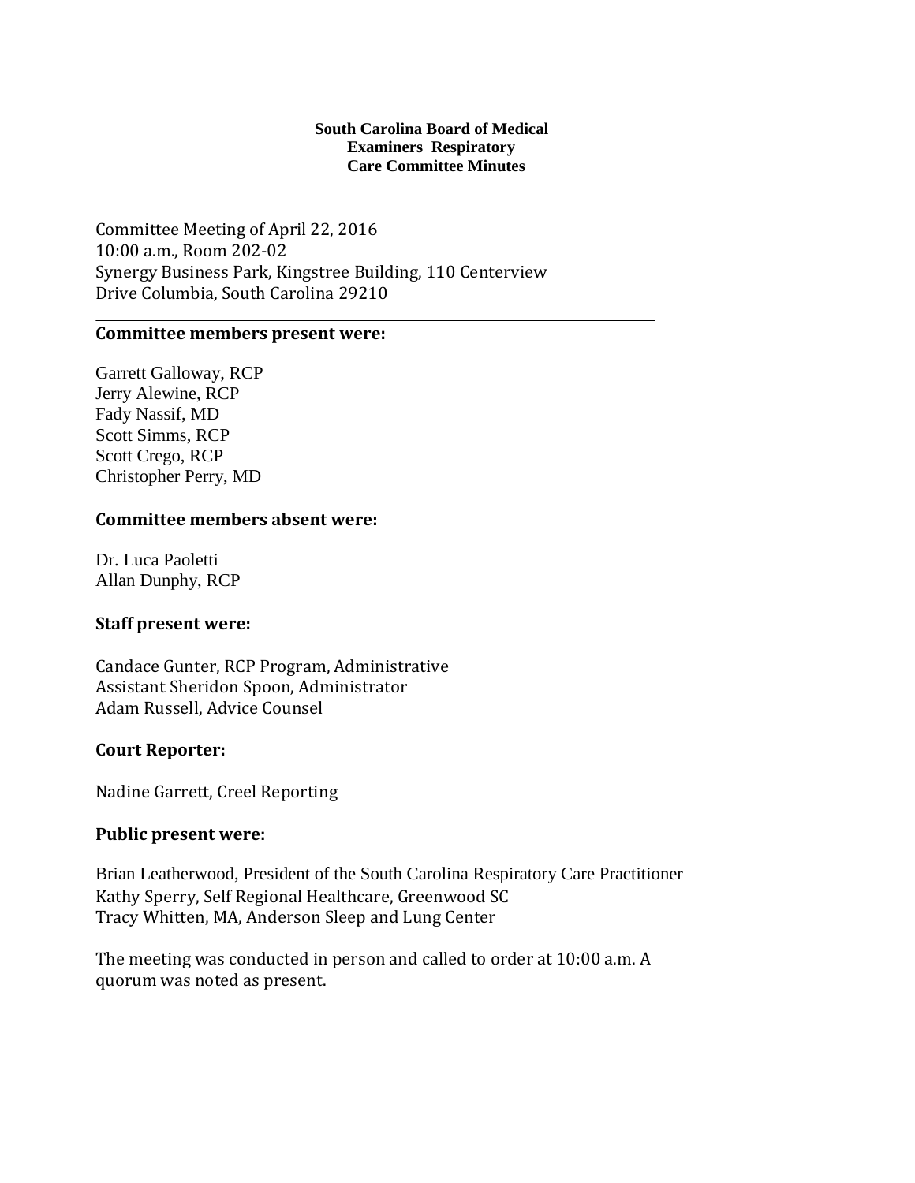**South Carolina Board of Medical Examiners Respiratory Care Committee Minutes**

Committee Meeting of April 22, 2016
10:00 a.m., Room 202-02
Synergy Business Park, Kingstree Building, 110 Centerview
Drive Columbia, South Carolina 29210

---

**Committee members present were:**

Garrett Galloway, RCP
Jerry Alewine, RCP
Fady Nassif, MD
Scott Simms, RCP
Scott Crego, RCP
Christopher Perry, MD

**Committee members absent were:**

Dr. Luca Paoletti
Allan Dunphy, RCP

**Staff present were:**

Candace Gunter, RCP Program, Administrative
Assistant Sheridon Spoon, Administrator
Adam Russell, Advice Counsel

**Court Reporter:**

Nadine Garrett, Creel Reporting

**Public present were:**

Brian Leatherwood, President of the South Carolina Respiratory Care Practitioner
Kathy Sperry, Self Regional Healthcare, Greenwood SC
Tracy Whitten, MA, Anderson Sleep and Lung Center

The meeting was conducted in person and called to order at 10:00 a.m. A quorum was noted as present.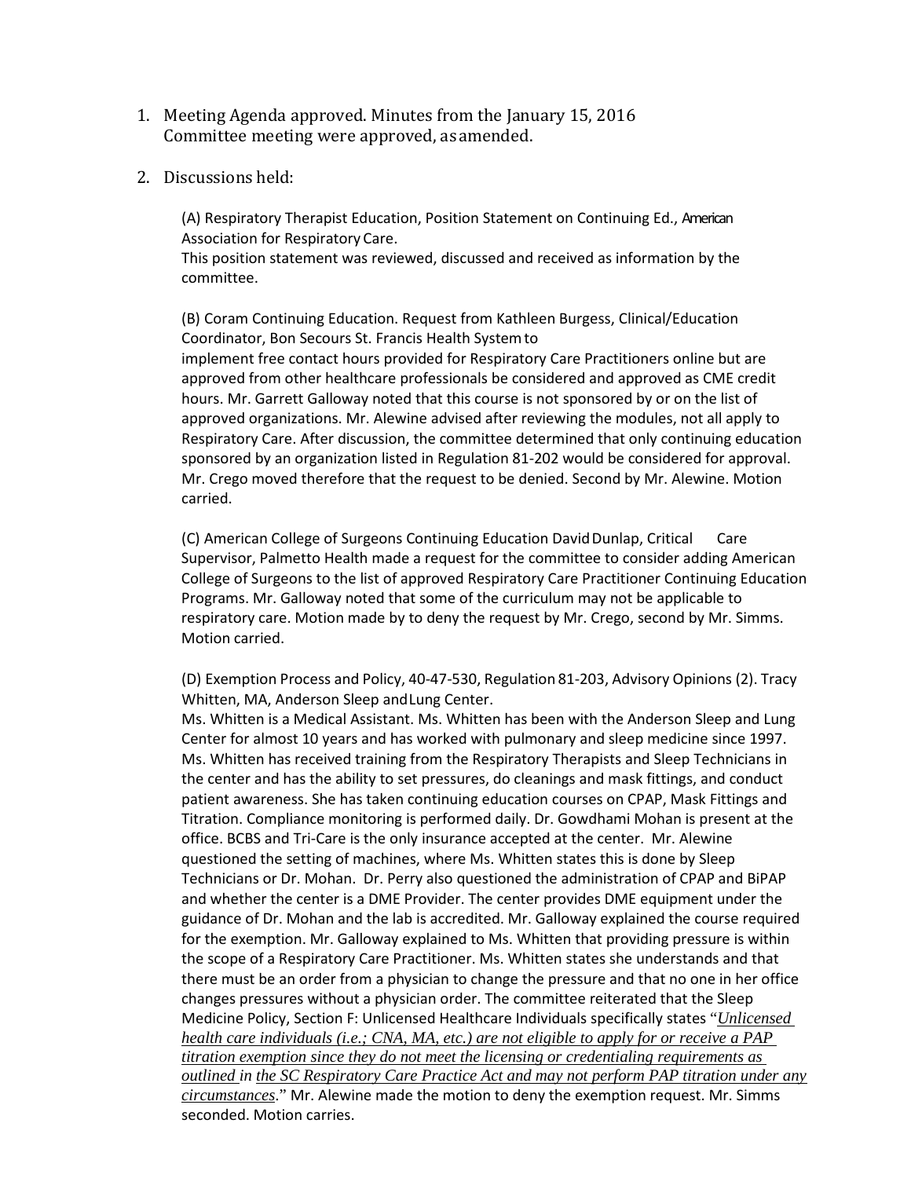1. Meeting Agenda approved. Minutes from the January 15, 2016 Committee meeting were approved, as amended.

2. Discussions held:

   (A) Respiratory Therapist Education, Position Statement on Continuing Ed., American Association for Respiratory Care.
   This position statement was reviewed, discussed and received as information by the committee.

   (B) Coram Continuing Education. Request from Kathleen Burgess, Clinical/Education Coordinator, Bon Secours St. Francis Health System to implement free contact hours provided for Respiratory Care Practitioners online but are approved from other healthcare professionals be considered and approved as CME credit hours. Mr. Garrett Galloway noted that this course is not sponsored by or on the list of approved organizations. Mr. Alewine advised after reviewing the modules, not all apply to Respiratory Care. After discussion, the committee determined that only continuing education sponsored by an organization listed in Regulation 81-202 would be considered for approval. Mr. Crego moved therefore that the request to be denied. Second by Mr. Alewine. Motion carried.

   (C) American College of Surgeons Continuing Education David Dunlap, Critical Care Supervisor, Palmetto Health made a request for the committee to consider adding American College of Surgeons to the list of approved Respiratory Care Practitioner Continuing Education Programs. Mr. Galloway noted that some of the curriculum may not be applicable to respiratory care. Motion made by to deny the request by Mr. Crego, second by Mr. Simms. Motion carried.

   (D) Exemption Process and Policy, 40-47-530, Regulation 81-203, Advisory Opinions (2). Tracy Whitten, MA, Anderson Sleep and Lung Center.
   Ms. Whitten is a Medical Assistant. Ms. Whitten has been with the Anderson Sleep and Lung Center for almost 10 years and has worked with pulmonary and sleep medicine since 1997. Ms. Whitten has received training from the Respiratory Therapists and Sleep Technicians in the center and has the ability to set pressures, do cleanings and mask fittings, and conduct patient awareness. She has taken continuing education courses on CPAP, Mask Fittings and Titration. Compliance monitoring is performed daily. Dr. Gowdhami Mohan is present at the office. BCBS and Tri-Care is the only insurance accepted at the center. Mr. Alewine questioned the setting of machines, where Ms. Whitten states this is done by Sleep Technicians or Dr. Mohan. Dr. Perry also questioned the administration of CPAP and BiPAP and whether the center is a DME Provider. The center provides DME equipment under the guidance of Dr. Mohan and the lab is accredited. Mr. Galloway explained the course required for the exemption. Mr. Galloway explained to Ms. Whitten that providing pressure is within the scope of a Respiratory Care Practitioner. Ms. Whitten states she understands and that there must be an order from a physician to change the pressure and that no one in her office changes pressures without a physician order. The committee reiterated that the Sleep Medicine Policy, Section F: Unlicensed Healthcare Individuals specifically states "*Unlicensed health care individuals (i.e.; CNA, MA, etc.) are not eligible to apply for or receive a PAP titration exemption since they do not meet the licensing or credentialing requirements as outlined in the SC Respiratory Care Practice Act and may not perform PAP titration under any circumstances*." Mr. Alewine made the motion to deny the exemption request. Mr. Simms seconded. Motion carries.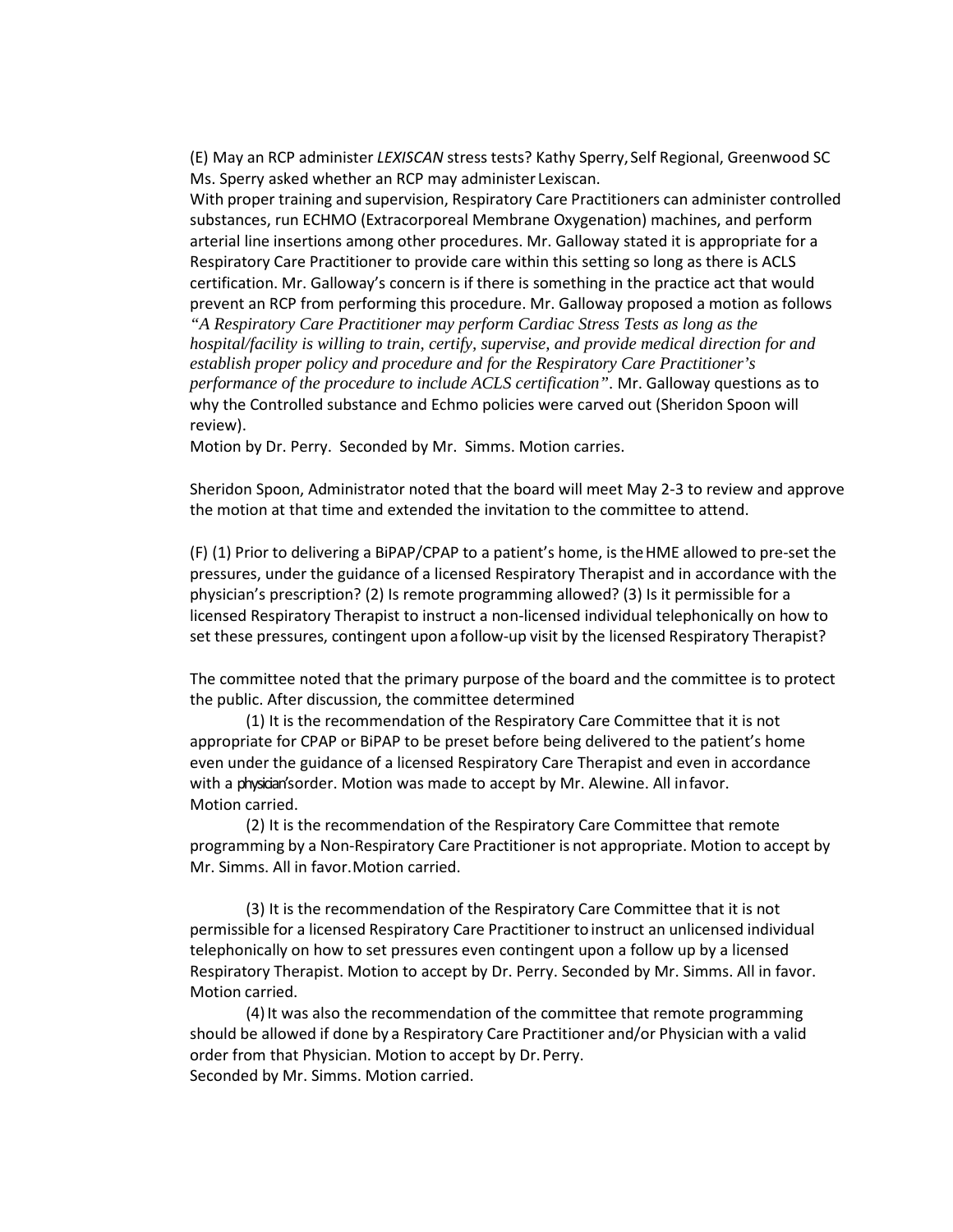(E) May an RCP administer *LEXISCAN* stress tests? Kathy Sperry, Self Regional, Greenwood SC
Ms. Sperry asked whether an RCP may administer Lexiscan.
With proper training and supervision, Respiratory Care Practitioners can administer controlled substances, run ECHMO (Extracorporeal Membrane Oxygenation) machines, and perform arterial line insertions among other procedures. Mr. Galloway stated it is appropriate for a Respiratory Care Practitioner to provide care within this setting so long as there is ACLS certification. Mr. Galloway's concern is if there is something in the practice act that would prevent an RCP from performing this procedure. Mr. Galloway proposed a motion as follows *"A Respiratory Care Practitioner may perform Cardiac Stress Tests as long as the hospital/facility is willing to train, certify, supervise, and provide medical direction for and establish proper policy and procedure and for the Respiratory Care Practitioner's performance of the procedure to include ACLS certification"*. Mr. Galloway questions as to why the Controlled substance and Echmo policies were carved out (Sheridon Spoon will review).
Motion by Dr. Perry. Seconded by Mr. Simms. Motion carries.

Sheridon Spoon, Administrator noted that the board will meet May 2-3 to review and approve the motion at that time and extended the invitation to the committee to attend.

(F) (1) Prior to delivering a BiPAP/CPAP to a patient's home, is the HME allowed to pre-set the pressures, under the guidance of a licensed Respiratory Therapist and in accordance with the physician's prescription? (2) Is remote programming allowed? (3) Is it permissible for a licensed Respiratory Therapist to instruct a non-licensed individual telephonically on how to set these pressures, contingent upon a follow-up visit by the licensed Respiratory Therapist?

The committee noted that the primary purpose of the board and the committee is to protect the public. After discussion, the committee determined

(1) It is the recommendation of the Respiratory Care Committee that it is not appropriate for CPAP or BiPAP to be preset before being delivered to the patient's home even under the guidance of a licensed Respiratory Care Therapist and even in accordance with a physician's order. Motion was made to accept by Mr. Alewine. All in favor. Motion carried.

(2) It is the recommendation of the Respiratory Care Committee that remote programming by a Non-Respiratory Care Practitioner is not appropriate. Motion to accept by Mr. Simms. All in favor. Motion carried.

(3) It is the recommendation of the Respiratory Care Committee that it is not permissible for a licensed Respiratory Care Practitioner to instruct an unlicensed individual telephonically on how to set pressures even contingent upon a follow up by a licensed Respiratory Therapist. Motion to accept by Dr. Perry. Seconded by Mr. Simms. All in favor. Motion carried.

(4) It was also the recommendation of the committee that remote programming should be allowed if done by a Respiratory Care Practitioner and/or Physician with a valid order from that Physician. Motion to accept by Dr. Perry.
Seconded by Mr. Simms. Motion carried.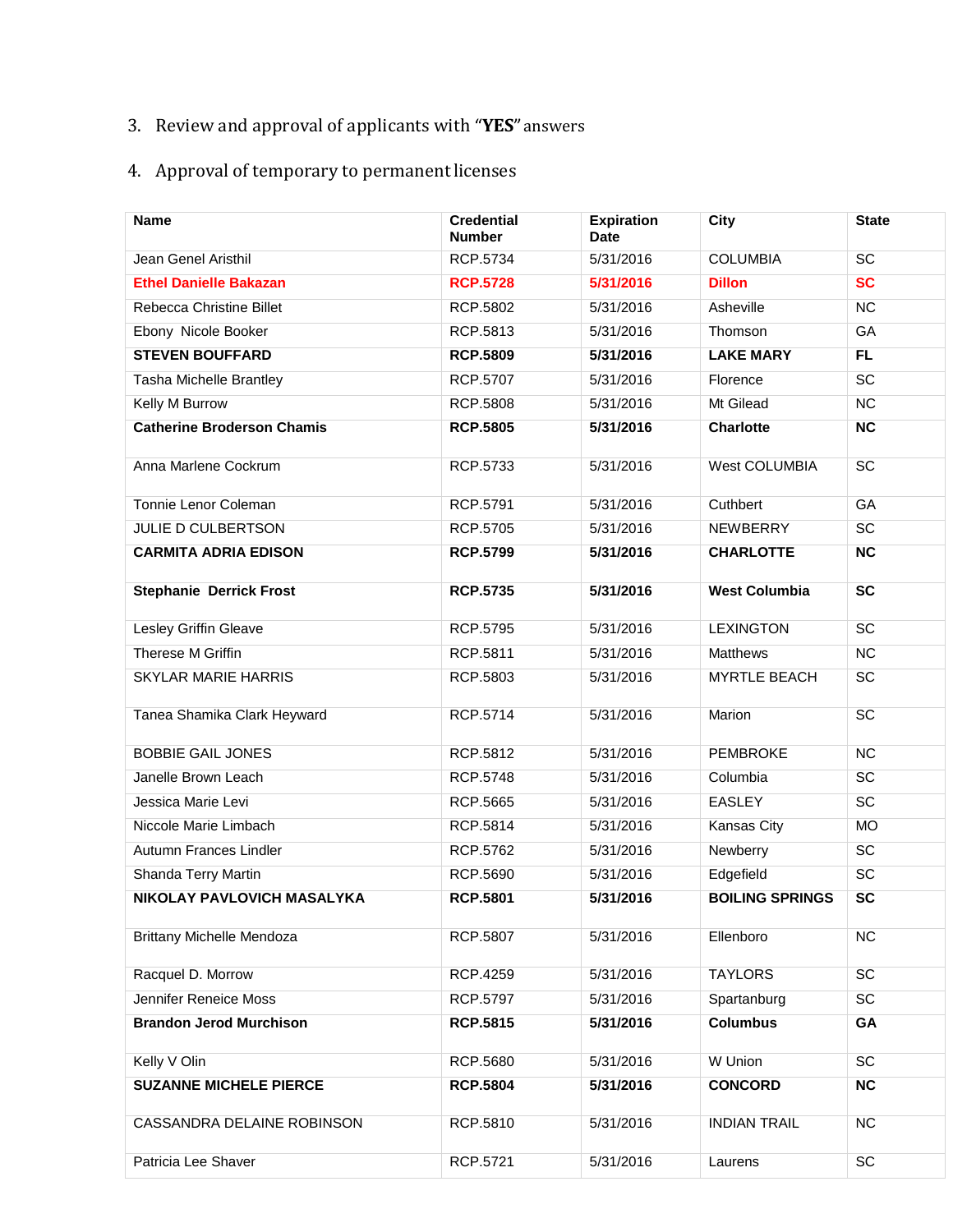3. Review and approval of applicants with "**YES**" answers

4. Approval of temporary to permanent licenses

| Name | Credential Number | Expiration Date | City | State |
|---|---|---|---|---|
| Jean Genel Aristhil | RCP.5734 | 5/31/2016 | COLUMBIA | SC |
| **Ethel Danielle Bakazan** | **RCP.5728** | **5/31/2016** | **Dillon** | **SC** |
| Rebecca Christine Billet | RCP.5802 | 5/31/2016 | Asheville | NC |
| Ebony Nicole Booker | RCP.5813 | 5/31/2016 | Thomson | GA |
| **STEVEN BOUFFARD** | **RCP.5809** | **5/31/2016** | **LAKE MARY** | **FL** |
| Tasha Michelle Brantley | RCP.5707 | 5/31/2016 | Florence | SC |
| Kelly M Burrow | RCP.5808 | 5/31/2016 | Mt Gilead | NC |
| **Catherine Broderson Chamis** | **RCP.5805** | **5/31/2016** | **Charlotte** | **NC** |
| Anna Marlene Cockrum | RCP.5733 | 5/31/2016 | West COLUMBIA | SC |
| Tonnie Lenor Coleman | RCP.5791 | 5/31/2016 | Cuthbert | GA |
| JULIE D CULBERTSON | RCP.5705 | 5/31/2016 | NEWBERRY | SC |
| **CARMITA ADRIA EDISON** | **RCP.5799** | **5/31/2016** | **CHARLOTTE** | **NC** |
| **Stephanie Derrick Frost** | **RCP.5735** | **5/31/2016** | **West Columbia** | **SC** |
| Lesley Griffin Gleave | RCP.5795 | 5/31/2016 | LEXINGTON | SC |
| Therese M Griffin | RCP.5811 | 5/31/2016 | Matthews | NC |
| SKYLAR MARIE HARRIS | RCP.5803 | 5/31/2016 | MYRTLE BEACH | SC |
| Tanea Shamika Clark Heyward | RCP.5714 | 5/31/2016 | Marion | SC |
| BOBBIE GAIL JONES | RCP.5812 | 5/31/2016 | PEMBROKE | NC |
| Janelle Brown Leach | RCP.5748 | 5/31/2016 | Columbia | SC |
| Jessica Marie Levi | RCP.5665 | 5/31/2016 | EASLEY | SC |
| Niccole Marie Limbach | RCP.5814 | 5/31/2016 | Kansas City | MO |
| Autumn Frances Lindler | RCP.5762 | 5/31/2016 | Newberry | SC |
| Shanda Terry Martin | RCP.5690 | 5/31/2016 | Edgefield | SC |
| **NIKOLAY PAVLOVICH MASALYKA** | **RCP.5801** | **5/31/2016** | **BOILING SPRINGS** | **SC** |
| Brittany Michelle Mendoza | RCP.5807 | 5/31/2016 | Ellenboro | NC |
| Racquel D. Morrow | RCP.4259 | 5/31/2016 | TAYLORS | SC |
| Jennifer Reneice Moss | RCP.5797 | 5/31/2016 | Spartanburg | SC |
| **Brandon Jerod Murchison** | **RCP.5815** | **5/31/2016** | **Columbus** | **GA** |
| Kelly V Olin | RCP.5680 | 5/31/2016 | W Union | SC |
| **SUZANNE MICHELE PIERCE** | **RCP.5804** | **5/31/2016** | **CONCORD** | **NC** |
| CASSANDRA DELAINE ROBINSON | RCP.5810 | 5/31/2016 | INDIAN TRAIL | NC |
| Patricia Lee Shaver | RCP.5721 | 5/31/2016 | Laurens | SC |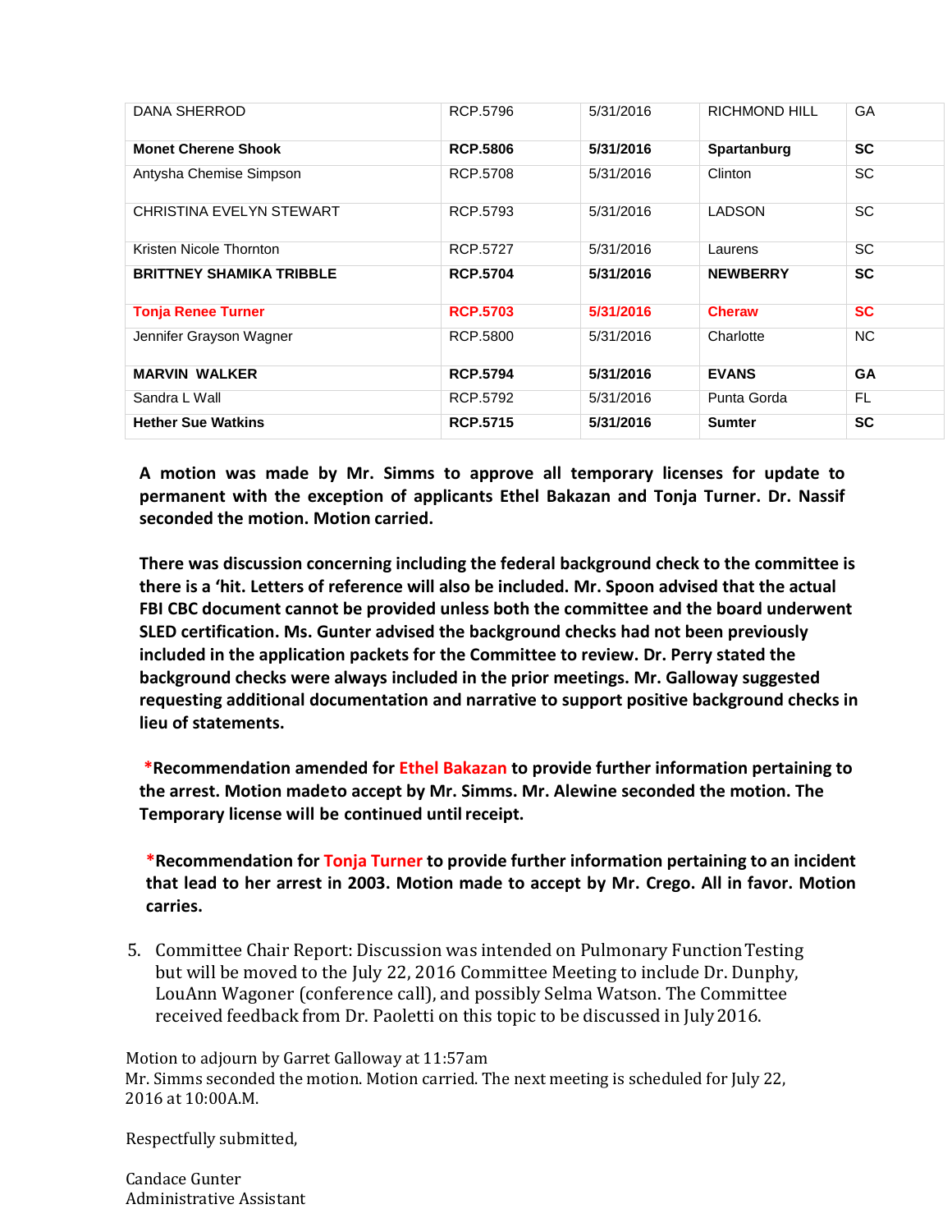| | | | | |
|---|---|---|---|---|
| DANA SHERROD | RCP.5796 | 5/31/2016 | RICHMOND HILL | GA |
| **Monet Cherene Shook** | **RCP.5806** | **5/31/2016** | **Spartanburg** | **SC** |
| Antysha Chemise Simpson | RCP.5708 | 5/31/2016 | Clinton | SC |
| CHRISTINA EVELYN STEWART | RCP.5793 | 5/31/2016 | LADSON | SC |
| Kristen Nicole Thornton | RCP.5727 | 5/31/2016 | Laurens | SC |
| **BRITTNEY SHAMIKA TRIBBLE** | **RCP.5704** | **5/31/2016** | **NEWBERRY** | **SC** |
| **Tonja Renee Turner** | **RCP.5703** | **5/31/2016** | **Cheraw** | **SC** |
| Jennifer Grayson Wagner | RCP.5800 | 5/31/2016 | Charlotte | NC |
| **MARVIN WALKER** | **RCP.5794** | **5/31/2016** | **EVANS** | **GA** |
| Sandra L Wall | RCP.5792 | 5/31/2016 | Punta Gorda | FL |
| **Hether Sue Watkins** | **RCP.5715** | **5/31/2016** | **Sumter** | **SC** |

**A motion was made by Mr. Simms to approve all temporary licenses for update to permanent with the exception of applicants Ethel Bakazan and Tonja Turner. Dr. Nassif seconded the motion. Motion carried.**

**There was discussion concerning including the federal background check to the committee is there is a 'hit. Letters of reference will also be included. Mr. Spoon advised that the actual FBI CBC document cannot be provided unless both the committee and the board underwent SLED certification. Ms. Gunter advised the background checks had not been previously included in the application packets for the Committee to review. Dr. Perry stated the background checks were always included in the prior meetings. Mr. Galloway suggested requesting additional documentation and narrative to support positive background checks in lieu of statements.**

**\*Recommendation amended for Ethel Bakazan to provide further information pertaining to the arrest. Motion madeto accept by Mr. Simms. Mr. Alewine seconded the motion. The Temporary license will be continued until receipt.**

**\*Recommendation for Tonja Turner to provide further information pertaining to an incident that lead to her arrest in 2003. Motion made to accept by Mr. Crego. All in favor. Motion carries.**

5. Committee Chair Report: Discussion was intended on Pulmonary Function Testing but will be moved to the July 22, 2016 Committee Meeting to include Dr. Dunphy, LouAnn Wagoner (conference call), and possibly Selma Watson. The Committee received feedback from Dr. Paoletti on this topic to be discussed in July 2016.

Motion to adjourn by Garret Galloway at 11:57am
Mr. Simms seconded the motion. Motion carried. The next meeting is scheduled for July 22, 2016 at 10:00A.M.

Respectfully submitted,

Candace Gunter
Administrative Assistant